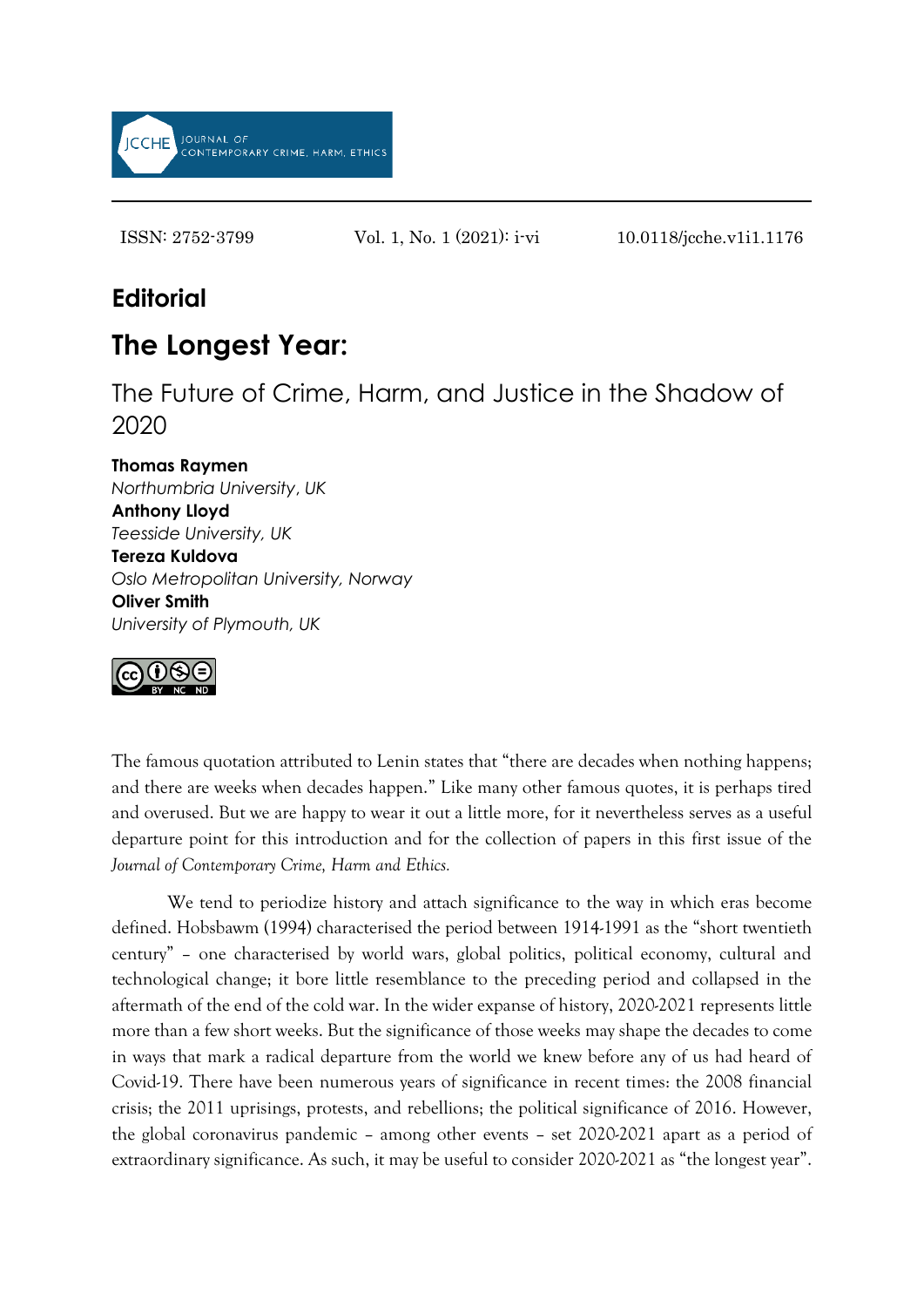JCCHE JOURNAL OF CONTEMPORARY CRIME, HARM, ETHICS

ISSN: 2752-3799 Vol. 1, No. 1 (2021): i-vi 10.0118/jcche.v1i1.1176

## Editorial

# The Longest Year:

## The Future of Crime, Harm, and Justice in the Shadow of 2020

**Thomas Raymen**
*Northumbria University, UK*
**Anthony Lloyd**
*Teesside University, UK*
**Tereza Kuldova**
*Oslo Metropolitan University, Norway*
**Oliver Smith**
*University of Plymouth, UK*

The famous quotation attributed to Lenin states that "there are decades when nothing happens; and there are weeks when decades happen." Like many other famous quotes, it is perhaps tired and overused. But we are happy to wear it out a little more, for it nevertheless serves as a useful departure point for this introduction and for the collection of papers in this first issue of the *Journal of Contemporary Crime, Harm and Ethics.*

We tend to periodize history and attach significance to the way in which eras become defined. Hobsbawm (1994) characterised the period between 1914-1991 as the "short twentieth century" – one characterised by world wars, global politics, political economy, cultural and technological change; it bore little resemblance to the preceding period and collapsed in the aftermath of the end of the cold war. In the wider expanse of history, 2020-2021 represents little more than a few short weeks. But the significance of those weeks may shape the decades to come in ways that mark a radical departure from the world we knew before any of us had heard of Covid-19. There have been numerous years of significance in recent times: the 2008 financial crisis; the 2011 uprisings, protests, and rebellions; the political significance of 2016. However, the global coronavirus pandemic – among other events – set 2020-2021 apart as a period of extraordinary significance. As such, it may be useful to consider 2020-2021 as "the longest year".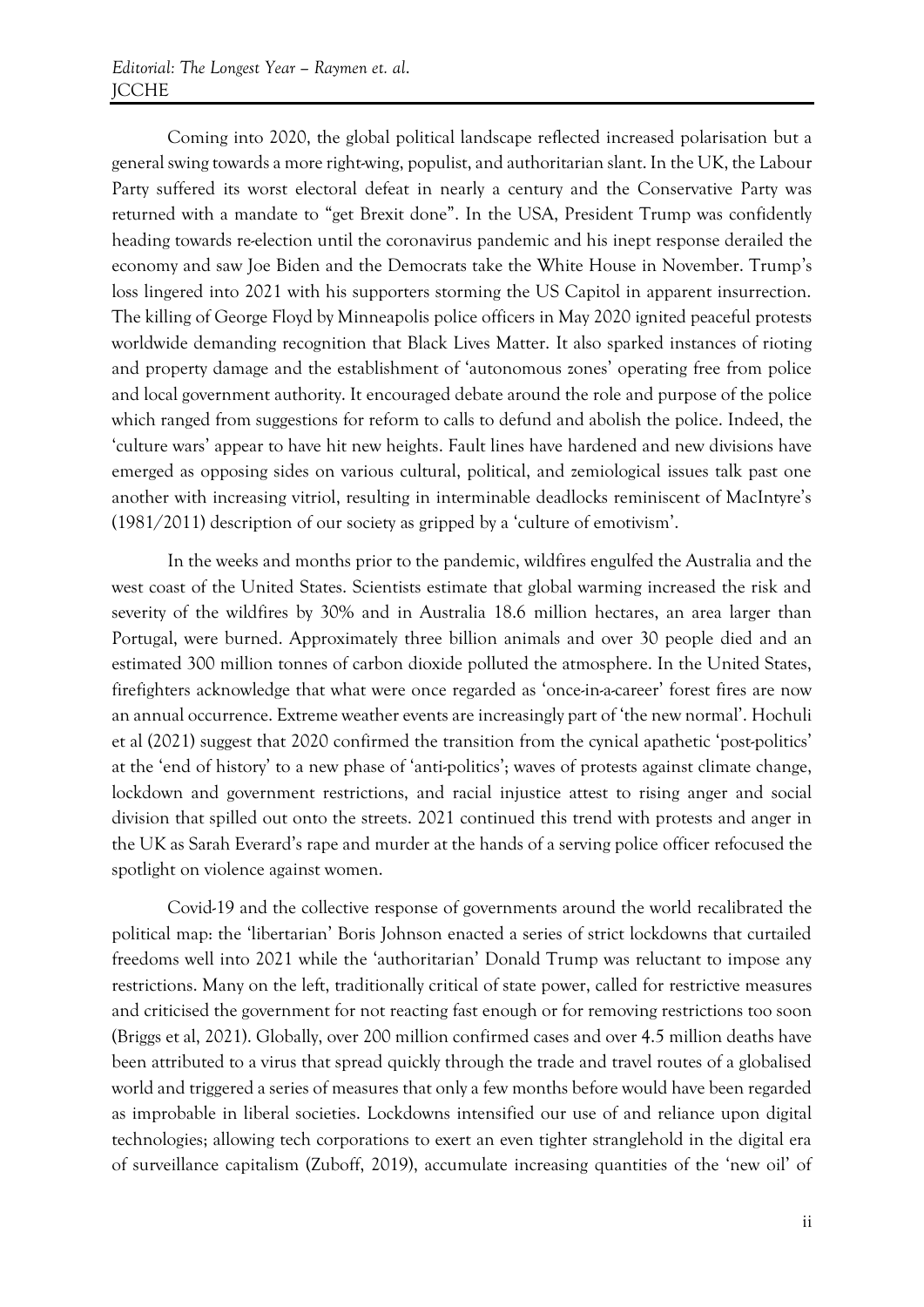Coming into 2020, the global political landscape reflected increased polarisation but a general swing towards a more right-wing, populist, and authoritarian slant. In the UK, the Labour Party suffered its worst electoral defeat in nearly a century and the Conservative Party was returned with a mandate to "get Brexit done". In the USA, President Trump was confidently heading towards re-election until the coronavirus pandemic and his inept response derailed the economy and saw Joe Biden and the Democrats take the White House in November. Trump's loss lingered into 2021 with his supporters storming the US Capitol in apparent insurrection. The killing of George Floyd by Minneapolis police officers in May 2020 ignited peaceful protests worldwide demanding recognition that Black Lives Matter. It also sparked instances of rioting and property damage and the establishment of 'autonomous zones' operating free from police and local government authority. It encouraged debate around the role and purpose of the police which ranged from suggestions for reform to calls to defund and abolish the police. Indeed, the 'culture wars' appear to have hit new heights. Fault lines have hardened and new divisions have emerged as opposing sides on various cultural, political, and zemiological issues talk past one another with increasing vitriol, resulting in interminable deadlocks reminiscent of MacIntyre's (1981/2011) description of our society as gripped by a 'culture of emotivism'.

In the weeks and months prior to the pandemic, wildfires engulfed the Australia and the west coast of the United States. Scientists estimate that global warming increased the risk and severity of the wildfires by 30% and in Australia 18.6 million hectares, an area larger than Portugal, were burned. Approximately three billion animals and over 30 people died and an estimated 300 million tonnes of carbon dioxide polluted the atmosphere. In the United States, firefighters acknowledge that what were once regarded as 'once-in-a-career' forest fires are now an annual occurrence. Extreme weather events are increasingly part of 'the new normal'. Hochuli et al (2021) suggest that 2020 confirmed the transition from the cynical apathetic 'post-politics' at the 'end of history' to a new phase of 'anti-politics'; waves of protests against climate change, lockdown and government restrictions, and racial injustice attest to rising anger and social division that spilled out onto the streets. 2021 continued this trend with protests and anger in the UK as Sarah Everard's rape and murder at the hands of a serving police officer refocused the spotlight on violence against women.

Covid-19 and the collective response of governments around the world recalibrated the political map: the 'libertarian' Boris Johnson enacted a series of strict lockdowns that curtailed freedoms well into 2021 while the 'authoritarian' Donald Trump was reluctant to impose any restrictions. Many on the left, traditionally critical of state power, called for restrictive measures and criticised the government for not reacting fast enough or for removing restrictions too soon (Briggs et al, 2021). Globally, over 200 million confirmed cases and over 4.5 million deaths have been attributed to a virus that spread quickly through the trade and travel routes of a globalised world and triggered a series of measures that only a few months before would have been regarded as improbable in liberal societies. Lockdowns intensified our use of and reliance upon digital technologies; allowing tech corporations to exert an even tighter stranglehold in the digital era of surveillance capitalism (Zuboff, 2019), accumulate increasing quantities of the 'new oil' of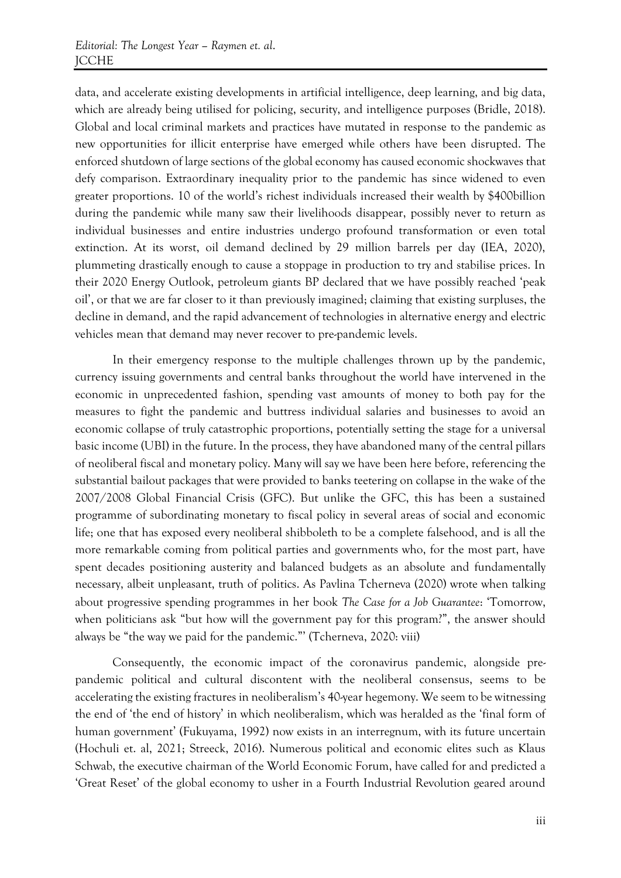data, and accelerate existing developments in artificial intelligence, deep learning, and big data, which are already being utilised for policing, security, and intelligence purposes (Bridle, 2018). Global and local criminal markets and practices have mutated in response to the pandemic as new opportunities for illicit enterprise have emerged while others have been disrupted. The enforced shutdown of large sections of the global economy has caused economic shockwaves that defy comparison. Extraordinary inequality prior to the pandemic has since widened to even greater proportions. 10 of the world's richest individuals increased their wealth by $400billion during the pandemic while many saw their livelihoods disappear, possibly never to return as individual businesses and entire industries undergo profound transformation or even total extinction. At its worst, oil demand declined by 29 million barrels per day (IEA, 2020), plummeting drastically enough to cause a stoppage in production to try and stabilise prices. In their 2020 Energy Outlook, petroleum giants BP declared that we have possibly reached 'peak oil', or that we are far closer to it than previously imagined; claiming that existing surpluses, the decline in demand, and the rapid advancement of technologies in alternative energy and electric vehicles mean that demand may never recover to pre-pandemic levels.

In their emergency response to the multiple challenges thrown up by the pandemic, currency issuing governments and central banks throughout the world have intervened in the economic in unprecedented fashion, spending vast amounts of money to both pay for the measures to fight the pandemic and buttress individual salaries and businesses to avoid an economic collapse of truly catastrophic proportions, potentially setting the stage for a universal basic income (UBI) in the future. In the process, they have abandoned many of the central pillars of neoliberal fiscal and monetary policy. Many will say we have been here before, referencing the substantial bailout packages that were provided to banks teetering on collapse in the wake of the 2007/2008 Global Financial Crisis (GFC). But unlike the GFC, this has been a sustained programme of subordinating monetary to fiscal policy in several areas of social and economic life; one that has exposed every neoliberal shibboleth to be a complete falsehood, and is all the more remarkable coming from political parties and governments who, for the most part, have spent decades positioning austerity and balanced budgets as an absolute and fundamentally necessary, albeit unpleasant, truth of politics. As Pavlina Tcherneva (2020) wrote when talking about progressive spending programmes in her book *The Case for a Job Guarantee*: 'Tomorrow, when politicians ask "but how will the government pay for this program?", the answer should always be "the way we paid for the pandemic."' (Tcherneva, 2020: viii)

Consequently, the economic impact of the coronavirus pandemic, alongside pre-pandemic political and cultural discontent with the neoliberal consensus, seems to be accelerating the existing fractures in neoliberalism's 40-year hegemony. We seem to be witnessing the end of 'the end of history' in which neoliberalism, which was heralded as the 'final form of human government' (Fukuyama, 1992) now exists in an interregnum, with its future uncertain (Hochuli et. al, 2021; Streeck, 2016). Numerous political and economic elites such as Klaus Schwab, the executive chairman of the World Economic Forum, have called for and predicted a 'Great Reset' of the global economy to usher in a Fourth Industrial Revolution geared around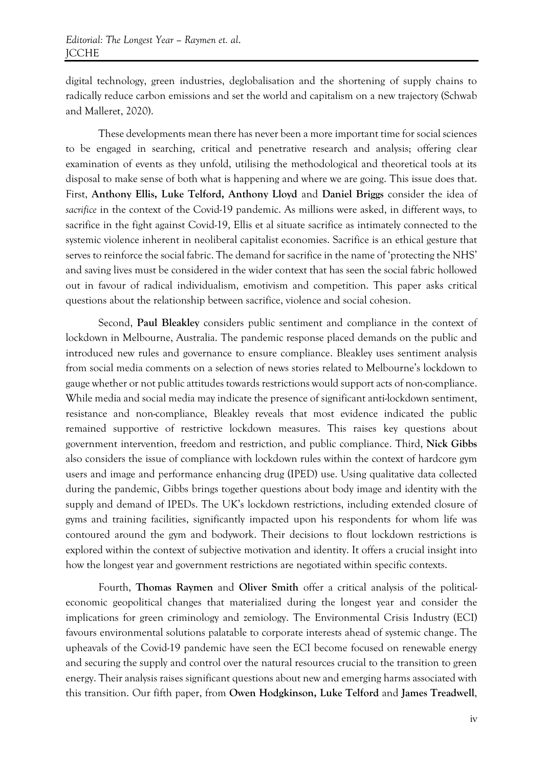digital technology, green industries, deglobalisation and the shortening of supply chains to radically reduce carbon emissions and set the world and capitalism on a new trajectory (Schwab and Malleret, 2020).

These developments mean there has never been a more important time for social sciences to be engaged in searching, critical and penetrative research and analysis; offering clear examination of events as they unfold, utilising the methodological and theoretical tools at its disposal to make sense of both what is happening and where we are going. This issue does that. First, **Anthony Ellis, Luke Telford, Anthony Lloyd** and **Daniel Briggs** consider the idea of *sacrifice* in the context of the Covid-19 pandemic. As millions were asked, in different ways, to sacrifice in the fight against Covid-19, Ellis et al situate sacrifice as intimately connected to the systemic violence inherent in neoliberal capitalist economies. Sacrifice is an ethical gesture that serves to reinforce the social fabric. The demand for sacrifice in the name of 'protecting the NHS' and saving lives must be considered in the wider context that has seen the social fabric hollowed out in favour of radical individualism, emotivism and competition. This paper asks critical questions about the relationship between sacrifice, violence and social cohesion.

Second, **Paul Bleakley** considers public sentiment and compliance in the context of lockdown in Melbourne, Australia. The pandemic response placed demands on the public and introduced new rules and governance to ensure compliance. Bleakley uses sentiment analysis from social media comments on a selection of news stories related to Melbourne's lockdown to gauge whether or not public attitudes towards restrictions would support acts of non-compliance. While media and social media may indicate the presence of significant anti-lockdown sentiment, resistance and non-compliance, Bleakley reveals that most evidence indicated the public remained supportive of restrictive lockdown measures. This raises key questions about government intervention, freedom and restriction, and public compliance. Third, **Nick Gibbs** also considers the issue of compliance with lockdown rules within the context of hardcore gym users and image and performance enhancing drug (IPED) use. Using qualitative data collected during the pandemic, Gibbs brings together questions about body image and identity with the supply and demand of IPEDs. The UK's lockdown restrictions, including extended closure of gyms and training facilities, significantly impacted upon his respondents for whom life was contoured around the gym and bodywork. Their decisions to flout lockdown restrictions is explored within the context of subjective motivation and identity. It offers a crucial insight into how the longest year and government restrictions are negotiated within specific contexts.

Fourth, **Thomas Raymen** and **Oliver Smith** offer a critical analysis of the political-economic geopolitical changes that materialized during the longest year and consider the implications for green criminology and zemiology. The Environmental Crisis Industry (ECI) favours environmental solutions palatable to corporate interests ahead of systemic change. The upheavals of the Covid-19 pandemic have seen the ECI become focused on renewable energy and securing the supply and control over the natural resources crucial to the transition to green energy. Their analysis raises significant questions about new and emerging harms associated with this transition. Our fifth paper, from **Owen Hodgkinson, Luke Telford** and **James Treadwell**,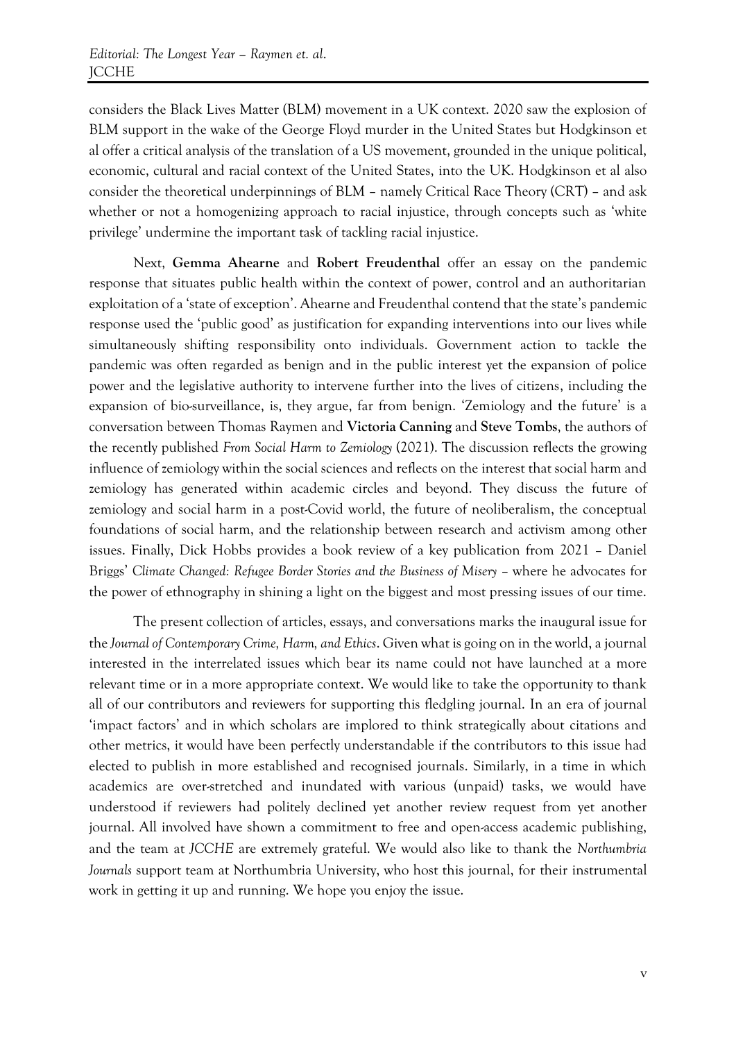considers the Black Lives Matter (BLM) movement in a UK context. 2020 saw the explosion of BLM support in the wake of the George Floyd murder in the United States but Hodgkinson et al offer a critical analysis of the translation of a US movement, grounded in the unique political, economic, cultural and racial context of the United States, into the UK. Hodgkinson et al also consider the theoretical underpinnings of BLM – namely Critical Race Theory (CRT) – and ask whether or not a homogenizing approach to racial injustice, through concepts such as 'white privilege' undermine the important task of tackling racial injustice.

Next, **Gemma Ahearne** and **Robert Freudenthal** offer an essay on the pandemic response that situates public health within the context of power, control and an authoritarian exploitation of a 'state of exception'. Ahearne and Freudenthal contend that the state's pandemic response used the 'public good' as justification for expanding interventions into our lives while simultaneously shifting responsibility onto individuals. Government action to tackle the pandemic was often regarded as benign and in the public interest yet the expansion of police power and the legislative authority to intervene further into the lives of citizens, including the expansion of bio-surveillance, is, they argue, far from benign. 'Zemiology and the future' is a conversation between Thomas Raymen and **Victoria Canning** and **Steve Tombs**, the authors of the recently published *From Social Harm to Zemiology* (2021). The discussion reflects the growing influence of zemiology within the social sciences and reflects on the interest that social harm and zemiology has generated within academic circles and beyond. They discuss the future of zemiology and social harm in a post-Covid world, the future of neoliberalism, the conceptual foundations of social harm, and the relationship between research and activism among other issues. Finally, Dick Hobbs provides a book review of a key publication from 2021 – Daniel Briggs' *Climate Changed: Refugee Border Stories and the Business of Misery* – where he advocates for the power of ethnography in shining a light on the biggest and most pressing issues of our time.

The present collection of articles, essays, and conversations marks the inaugural issue for the *Journal of Contemporary Crime, Harm, and Ethics*. Given what is going on in the world, a journal interested in the interrelated issues which bear its name could not have launched at a more relevant time or in a more appropriate context. We would like to take the opportunity to thank all of our contributors and reviewers for supporting this fledgling journal. In an era of journal 'impact factors' and in which scholars are implored to think strategically about citations and other metrics, it would have been perfectly understandable if the contributors to this issue had elected to publish in more established and recognised journals. Similarly, in a time in which academics are over-stretched and inundated with various (unpaid) tasks, we would have understood if reviewers had politely declined yet another review request from yet another journal. All involved have shown a commitment to free and open-access academic publishing, and the team at *JCCHE* are extremely grateful. We would also like to thank the *Northumbria Journals* support team at Northumbria University, who host this journal, for their instrumental work in getting it up and running. We hope you enjoy the issue.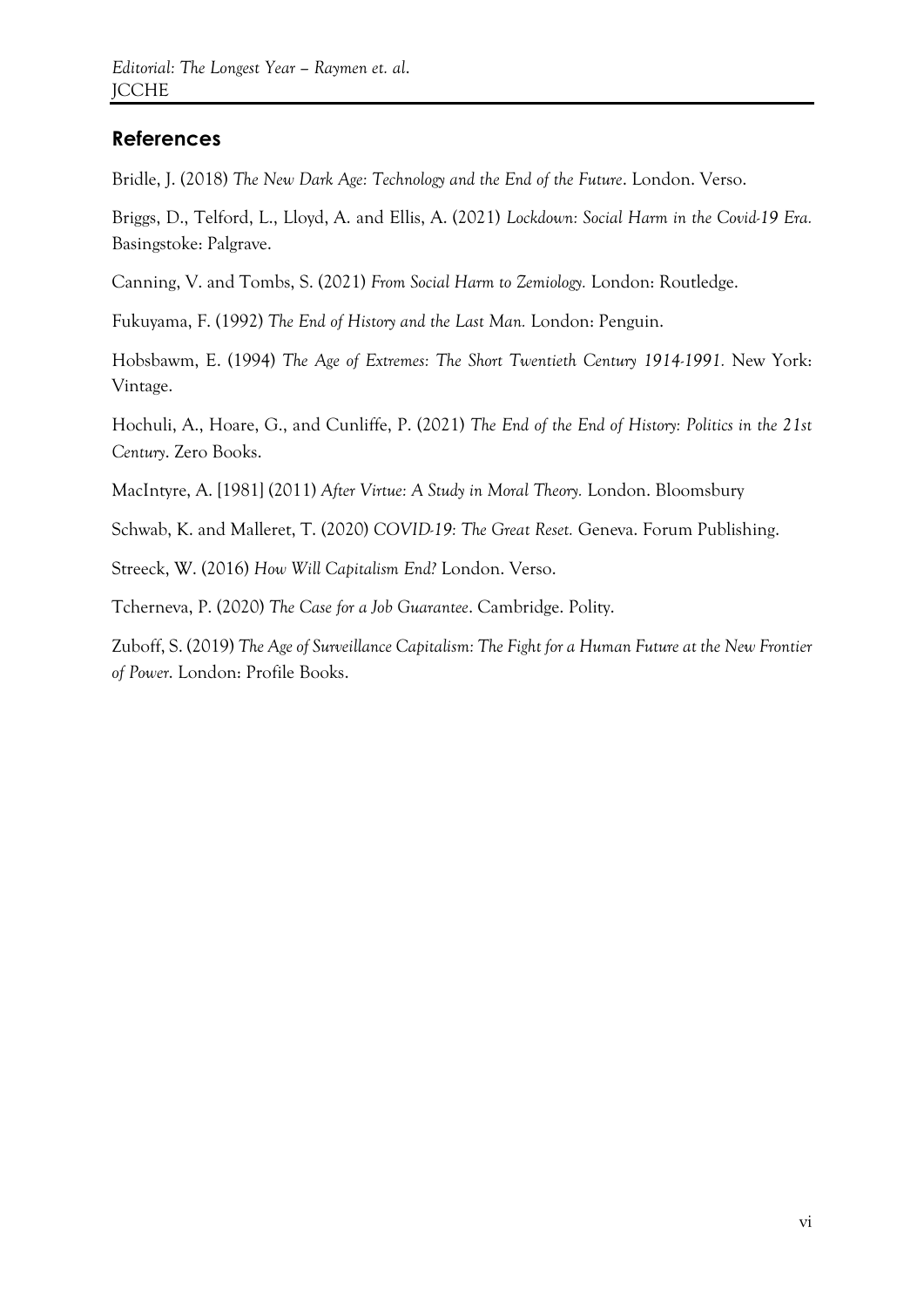## References

Bridle, J. (2018) *The New Dark Age: Technology and the End of the Future*. London. Verso.

Briggs, D., Telford, L., Lloyd, A. and Ellis, A. (2021) *Lockdown: Social Harm in the Covid-19 Era.* Basingstoke: Palgrave.

Canning, V. and Tombs, S. (2021) *From Social Harm to Zemiology.* London: Routledge.

Fukuyama, F. (1992) *The End of History and the Last Man.* London: Penguin.

Hobsbawm, E. (1994) *The Age of Extremes: The Short Twentieth Century 1914-1991.* New York: Vintage.

Hochuli, A., Hoare, G., and Cunliffe, P. (2021) *The End of the End of History: Politics in the 21st Century*. Zero Books.

MacIntyre, A. [1981] (2011) *After Virtue: A Study in Moral Theory.* London. Bloomsbury

Schwab, K. and Malleret, T. (2020) *COVID-19: The Great Reset.* Geneva. Forum Publishing.

Streeck, W. (2016) *How Will Capitalism End?* London. Verso.

Tcherneva, P. (2020) *The Case for a Job Guarantee*. Cambridge. Polity.

Zuboff, S. (2019) *The Age of Surveillance Capitalism: The Fight for a Human Future at the New Frontier of Power.* London: Profile Books.